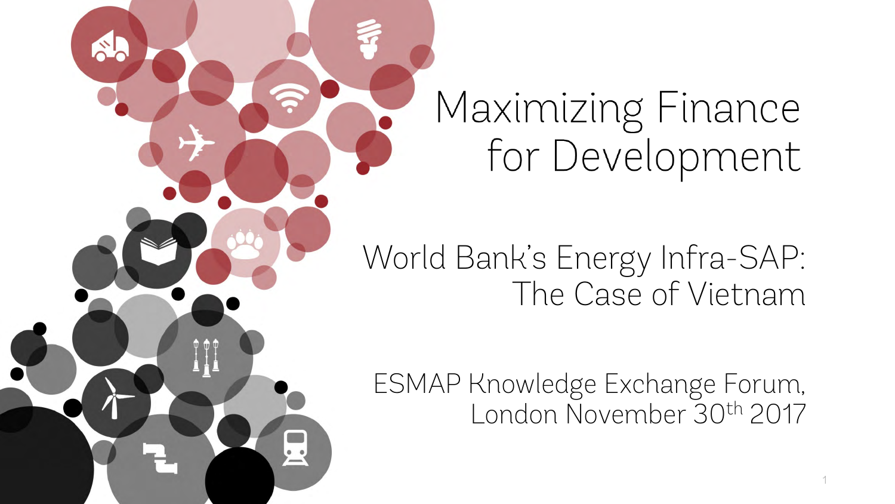# Maximizing Finance for Development

## World Bank's Energy Infra-SAP: The Case of Vietnam

ESMAP Knowledge Exchange Forum, London November 30th 2017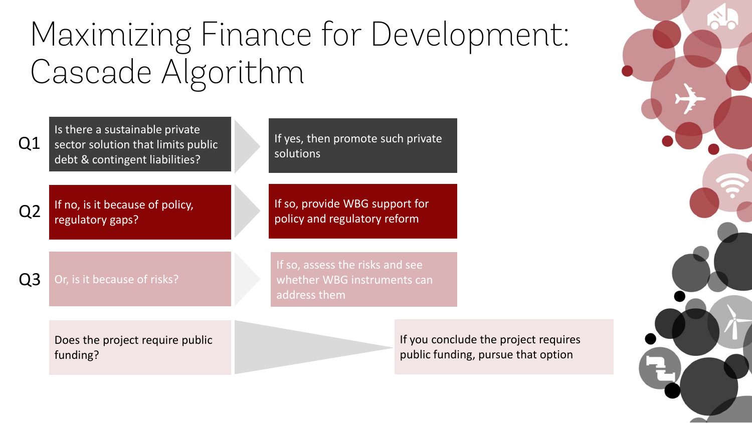# Maximizing Finance for Development: Cascade Algorithm

| | Question | | Action |
|---|---|---|---|
| Q1 | Is there a sustainable private sector solution that limits public debt & contingent liabilities? | → | If yes, then promote such private solutions |
| Q2 | If no, is it because of policy, regulatory gaps? | → | If so, provide WBG support for policy and regulatory reform |
| Q3 | Or, is it because of risks? | → | If so, assess the risks and see whether WBG instruments can address them |
| | Does the project require public funding? | → | If you conclude the project requires public funding, pursue that option |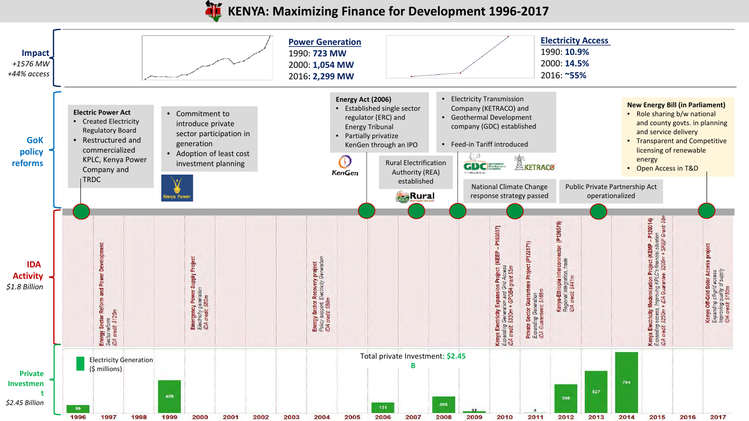# KENYA: Maximizing Finance for Development 1996-2017

## Impact

*+1576 MW*
*+44% access*

**Power Generation**
1990: **723 MW**
2000: **1,054 MW**
2016: **2,299 MW**

**Electricity Access**
1990: **10.9%**
2000: **14.5%**
2016: **~55%**

## GoK policy reforms

**Electric Power Act**
- Created Electricity Regulatory Board
- Restructured and commercialized KPLC, Kenya Power Company and TRDC

- Commitment to introduce private sector participation in generation
- Adoption of least cost investment planning

**Energy Act (2006)**
- Established single sector regulator (ERC) and Energy Tribunal
- Partially privatize KenGen through an IPO

Rural Electrification Authority (REA) established

- Electricity Transmission Company (KETRACO) and
- Geothermal Development company (GDC) established
- Feed-in Tariff introduced

National Climate Change response strategy passed

Public Private Partnership Act operationalized

**New Energy Bill (in Parliament)**
- Role sharing b/w national and county govts. in planning and service delivery
- Transparent and Competitive licensing of renewable energy
- Open Access in T&D

## IDA Activity

*$1.8 Billion*

- Energy Sector Reform and Power Development — *Sector reform, IDA credit: $125m*
- Emergency Power Supply Project — *Electricity generation, IDA credit: $80m*
- Energy Sector Recovery project — *Policy support, Electricity Generation, IDA credit: $80m*
- Kenya Electricity Expansion Project (KEEP – P103037) — *Expanding Generation and Grid Access, IDA credit: $330m + GPOBA grant $5m*
- Private Sector Guarantees Project (P122671) — *Expanding Generation, IDA Guarantees: $166m*
- Kenya-Ethiopia Interconnector (P126579) — *Regional integration, trade, IDA credit: $441m*
- Kenya Electricity Modernization Project (KEMP – P120014) — *Expanding access, Improving KPLC's financial situation, IDA credit: $250m + IDA Guarantee: $200m + SREP Grant: $6m*
- Kenya Off-Grid Solar Access project — *Expanding off-grid access, Improving quality of supply, IDA credit: $150m*

## Private Investment

*$2.45 Billion*

Electricity Generation ($ millions)

Total private Investment: **$2.45 B**

| Year | 1996 | 1997 | 1998 | 1999 | 2000 | 2001 | 2002 | 2003 | 2004 | 2005 | 2006 | 2007 | 2008 | 2009 | 2010 | 2011 | 2012 | 2013 | 2014 | 2015 | 2016 | 2017 |
|---|---|---|---|---|---|---|---|---|---|---|---|---|---|---|---|---|---|---|---|---|---|---|
| $ millions | 99 | | | 409 | | | | | | | 131 | | 205 | 22 | | 4 | 360 | 527 | 764 | | | |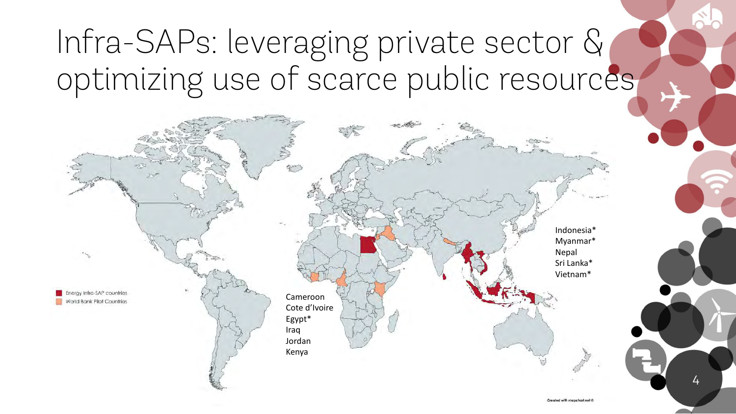# Infra-SAPs: leveraging private sector & optimizing use of scarce public resources

- Energy Infra-SAP countries
- World Bank Pilot Countries

Cameroon
Cote d'Ivoire
Egypt*
Iraq
Jordan
Kenya

Indonesia*
Myanmar*
Nepal
Sri Lanka*
Vietnam*

Created with mapchart.net ©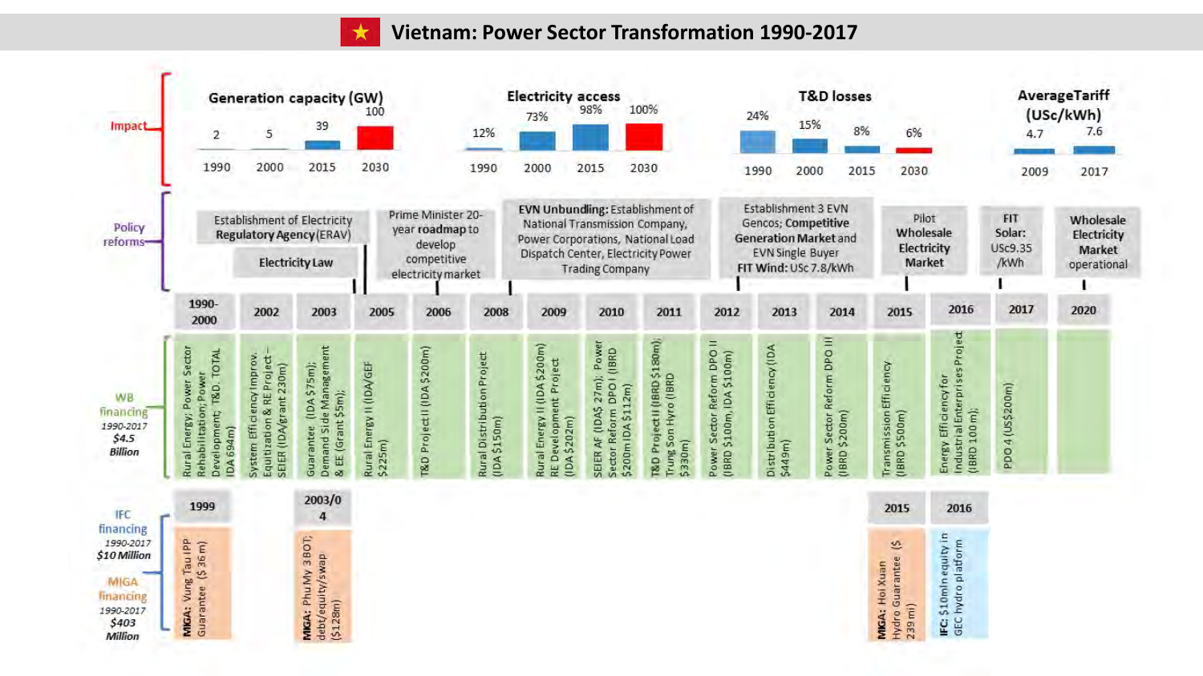# Vietnam: Power Sector Transformation 1990-2017

## Impact

**Generation capacity (GW)**

| 1990 | 2000 | 2015 | 2030 |
|---|---|---|---|
| 2 | 5 | 39 | 100 |

**Electricity access**

| 1990 | 2000 | 2015 | 2030 |
|---|---|---|---|
| 12% | 73% | 98% | 100% |

**T&D losses**

| 1990 | 2000 | 2015 | 2030 |
|---|---|---|---|
| 24% | 15% | 8% | 6% |

**AverageTariff (USc/kWh)**

| 2009 | 2017 |
|---|---|
| 4.7 | 7.6 |

## Policy reforms

- Establishment of Electricity **Regulatory Agency** (ERAV)
- **Electricity Law**
- Prime Minister 20-year **roadmap** to develop competitive electricity market
- **EVN Unbundling:** Establishment of National Transmission Company, Power Corporations, National Load Dispatch Center, Electricity Power Trading Company
- Establishment 3 EVN Gencos; **Competitive Generation Market** and EVN Single Buyer; **FIT Wind:** USc 7.8/kWh
- Pilot **Wholesale Electricity Market**
- **FIT Solar:** USc9.35 /kWh
- **Wholesale Electricity Market** operational

## WB financing 1990-2017 $4.5 Billion

| Year | Project |
|---|---|
| 1990-2000 | Rural Energy; Power Sector Rehabilitation; Power Development; T&D. TOTAL IDA 694m) |
| 2002 | System Efficiency Improv. Equitization & RE Project – SEIER (IDA/grant 230m) |
| 2003 | Guarantee (IDA $75m); Demand Side Management & EE (Grant $5m); |
| 2005 | Rural Energy II (IDA/GEF $225m) |
| 2006 | T&D Project II (IDA $200m) |
| 2008 | Rural Distribution Project (IDA $150m) |
| 2009 | Rural Energy II (IDA $200m) RE Development Project (IDA $202m) |
| 2010 | SEIER AF (IDA$ 27m); Power Sector Reform DPO I (IBRD $200m IDA $112m) |
| 2011 | T&D Project II (IBRD $180m); Trung Son Hydro (IBRD $330m) |
| 2012 | Power Sector Reform DPO II (IBRD $100m, IDA $100m) |
| 2013 | Distribution Efficiency (IDA $449m) |
| 2014 | Power Sector Reform DPO III (IBRD $200m) |
| 2015 | Transmission Efficiency (IBRD $500m) |
| 2016 | Energy Efficiency for Industrial Enterprises Project (IBRD 100 m); |
| 2017 | PDO 4 (US$200m) |
| 2020 | |

## IFC financing 1990-2017 $10 Million / MIGA financing 1990-2017 $403 Million

| Year | Project |
|---|---|
| 1999 | **MIGA:** Vung Tau IPP Guarantee ($ 36 m) |
| 2003/04 | **MIGA:** Phu My 3 BOT; debt/equity/swap ($128m) |
| 2015 | **MIGA:** Hoi Xuan Hydro Guarantee ($ 239 m) |
| 2016 | **IFC:** $10mln equity in GEC hydro platform |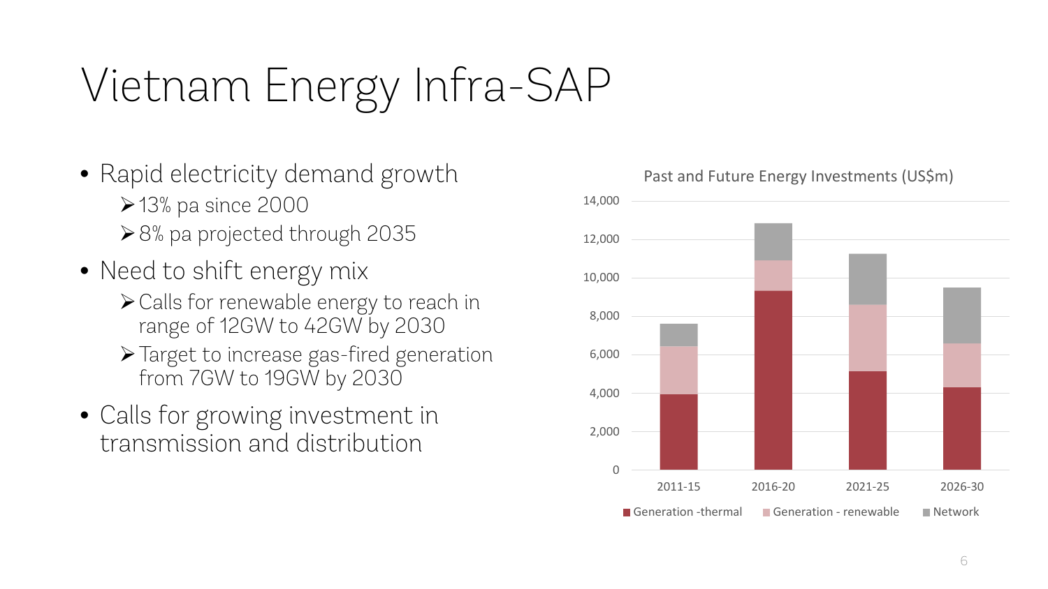# Vietnam Energy Infra-SAP

- Rapid electricity demand growth
  - 13% pa since 2000
  - 8% pa projected through 2035
- Need to shift energy mix
  - Calls for renewable energy to reach in range of 12GW to 42GW by 2030
  - Target to increase gas-fired generation from 7GW to 19GW by 2030
- Calls for growing investment in transmission and distribution

Past and Future Energy Investments (US$m)

Generation -thermal | Generation - renewable | Network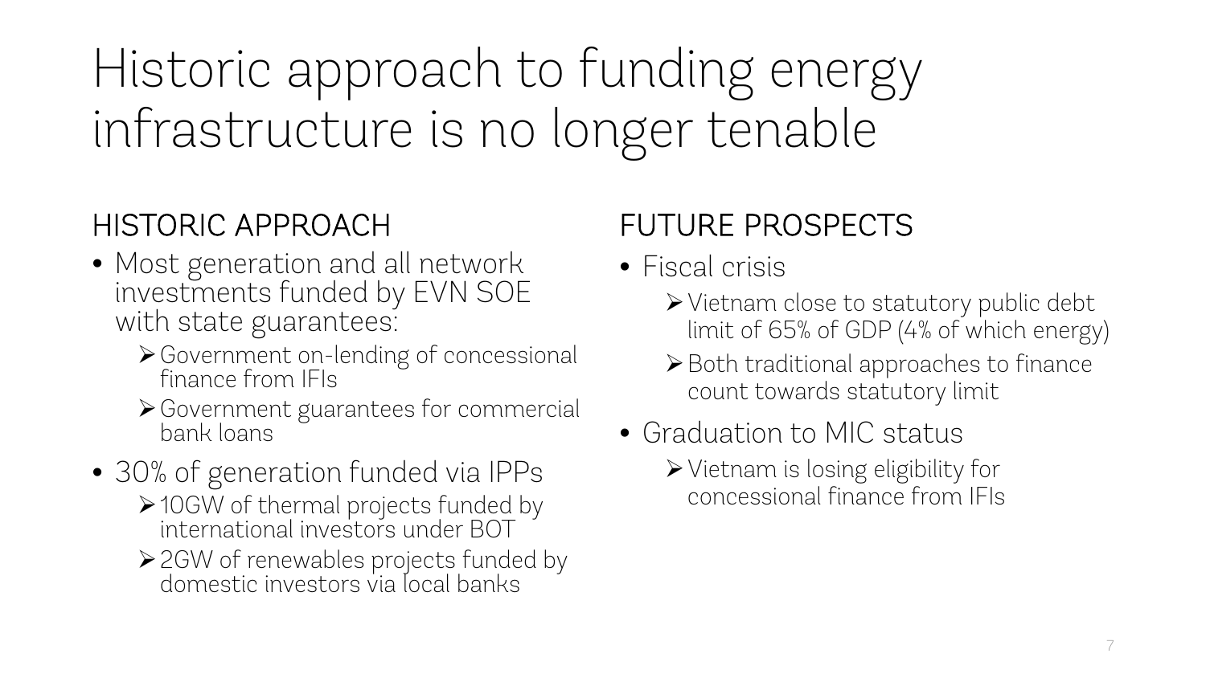# Historic approach to funding energy infrastructure is no longer tenable

## HISTORIC APPROACH

- Most generation and all network investments funded by EVN SOE with state guarantees:
  - Government on-lending of concessional finance from IFIs
  - Government guarantees for commercial bank loans
- 30% of generation funded via IPPs
  - 10GW of thermal projects funded by international investors under BOT
  - 2GW of renewables projects funded by domestic investors via local banks

## FUTURE PROSPECTS

- Fiscal crisis
  - Vietnam close to statutory public debt limit of 65% of GDP (4% of which energy)
  - Both traditional approaches to finance count towards statutory limit
- Graduation to MIC status
  - Vietnam is losing eligibility for concessional finance from IFIs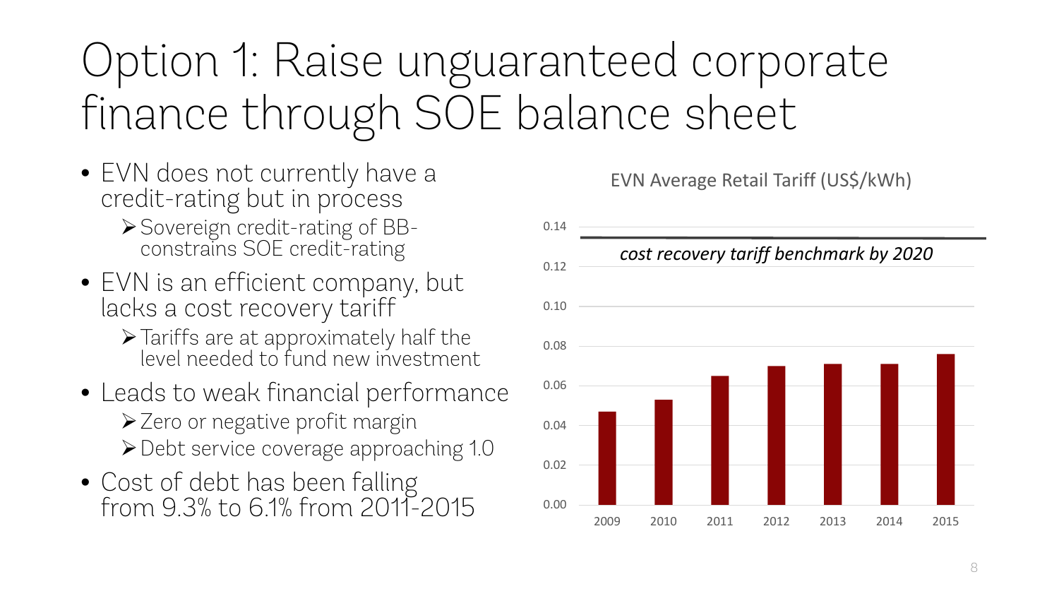# Option 1: Raise unguaranteed corporate finance through SOE balance sheet

- EVN does not currently have a credit-rating but in process
  - Sovereign credit-rating of BB- constrains SOE credit-rating
- EVN is an efficient company, but lacks a cost recovery tariff
  - Tariffs are at approximately half the level needed to fund new investment
- Leads to weak financial performance
  - Zero or negative profit margin
  - Debt service coverage approaching 1.0
- Cost of debt has been falling from 9.3% to 6.1% from 2011-2015

EVN Average Retail Tariff (US$/kWh)

*cost recovery tariff benchmark by 2020*

| Year | Tariff (US$/kWh) |
|---|---|
| 2009 | ~0.047 |
| 2010 | ~0.053 |
| 2011 | ~0.065 |
| 2012 | ~0.070 |
| 2013 | ~0.071 |
| 2014 | ~0.071 |
| 2015 | ~0.076 |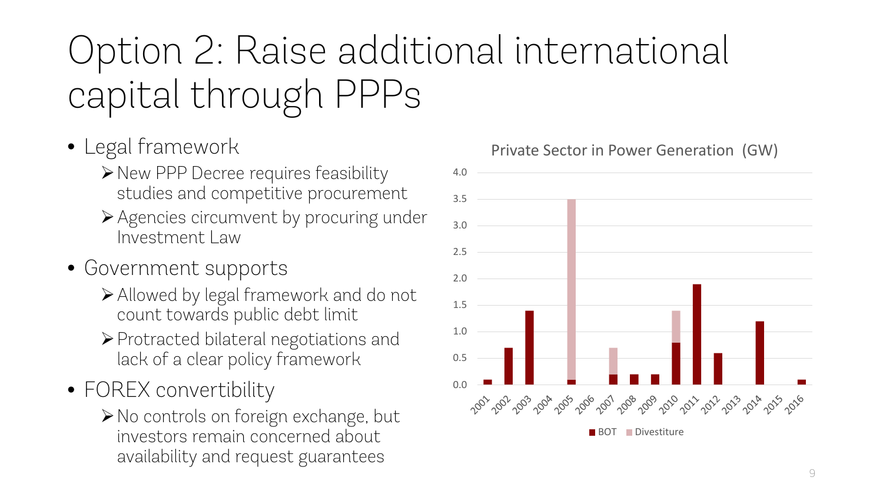# Option 2: Raise additional international capital through PPPs

- Legal framework
  - New PPP Decree requires feasibility studies and competitive procurement
  - Agencies circumvent by procuring under Investment Law
- Government supports
  - Allowed by legal framework and do not count towards public debt limit
  - Protracted bilateral negotiations and lack of a clear policy framework
- FOREX convertibility
  - No controls on foreign exchange, but investors remain concerned about availability and request guarantees

Private Sector in Power Generation (GW)

| Year | BOT | Divestiture |
|---|---|---|
| 2001 | 0.1 | |
| 2002 | 0.7 | |
| 2003 | 1.4 | |
| 2004 | | |
| 2005 | 0.1 | 3.4 |
| 2006 | | |
| 2007 | 0.2 | 0.5 |
| 2008 | 0.2 | |
| 2009 | 0.2 | |
| 2010 | 0.8 | 0.6 |
| 2011 | 1.9 | |
| 2012 | 0.6 | |
| 2013 | | |
| 2014 | 1.2 | |
| 2015 | | |
| 2016 | 0.1 | |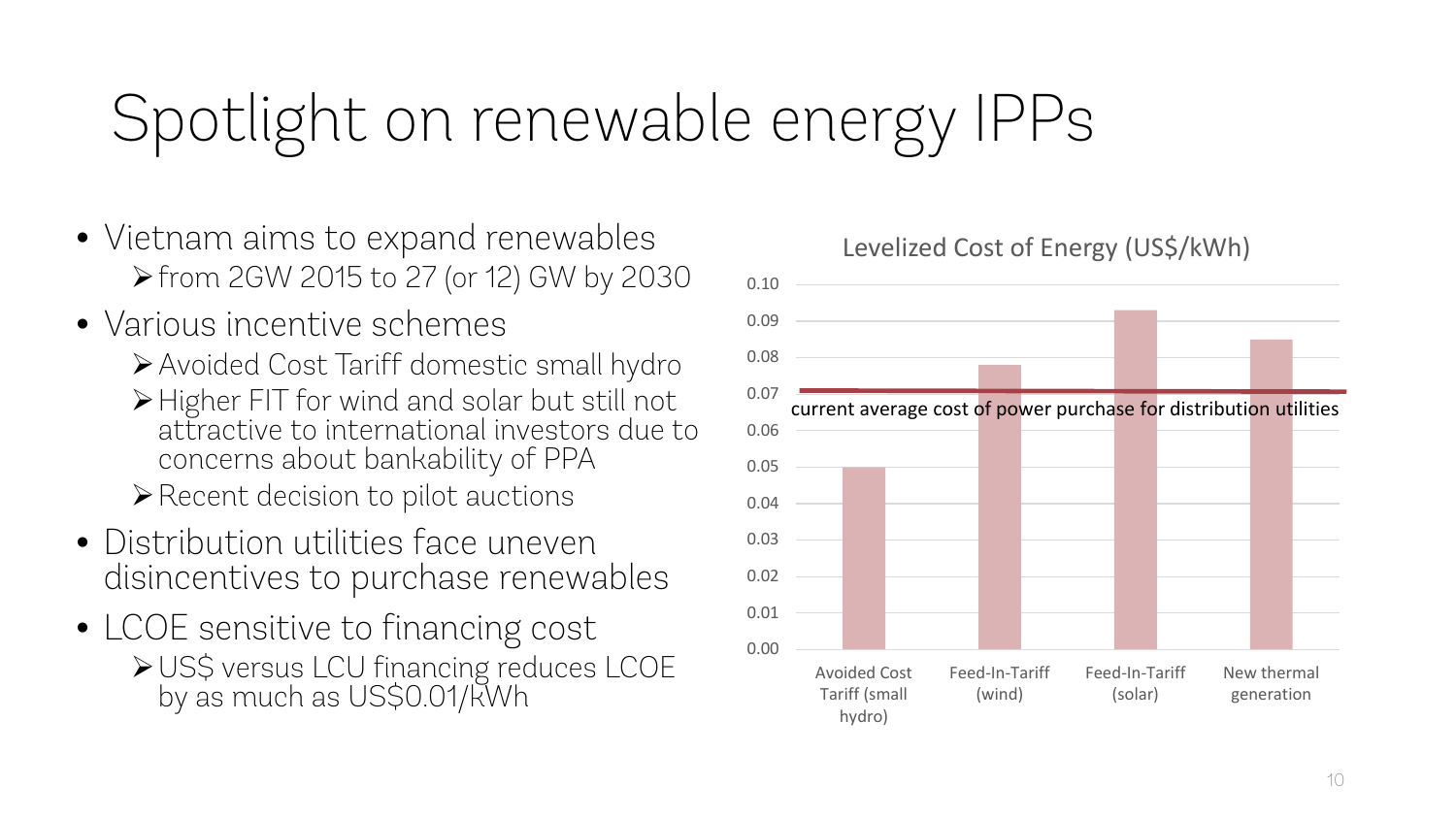# Spotlight on renewable energy IPPs

- Vietnam aims to expand renewables
  - from 2GW 2015 to 27 (or 12) GW by 2030
- Various incentive schemes
  - Avoided Cost Tariff domestic small hydro
  - Higher FIT for wind and solar but still not attractive to international investors due to concerns about bankability of PPA
  - Recent decision to pilot auctions
- Distribution utilities face uneven disincentives to purchase renewables
- LCOE sensitive to financing cost
  - US$ versus LCU financing reduces LCOE by as much as US$0.01/kWh

Levelized Cost of Energy (US$/kWh)

| | Levelized Cost of Energy (US$/kWh) |
|---|---|
| Avoided Cost Tariff (small hydro) | 0.05 |
| Feed-In-Tariff (wind) | 0.078 |
| Feed-In-Tariff (solar) | 0.093 |
| New thermal generation | 0.085 |

current average cost of power purchase for distribution utilities (≈0.071)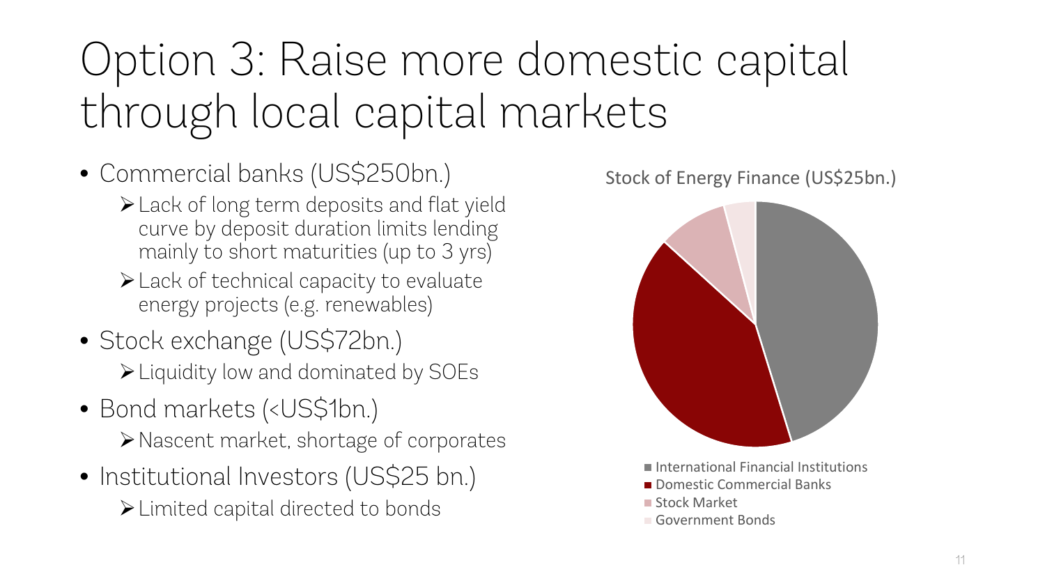# Option 3: Raise more domestic capital through local capital markets

- Commercial banks (US$250bn.)
  - Lack of long term deposits and flat yield curve by deposit duration limits lending mainly to short maturities (up to 3 yrs)
  - Lack of technical capacity to evaluate energy projects (e.g. renewables)
- Stock exchange (US$72bn.)
  - Liquidity low and dominated by SOEs
- Bond markets (<US$1bn.)
  - Nascent market, shortage of corporates
- Institutional Investors (US$25 bn.)
  - Limited capital directed to bonds

Stock of Energy Finance (US$25bn.)

- International Financial Institutions
- Domestic Commercial Banks
- Stock Market
- Government Bonds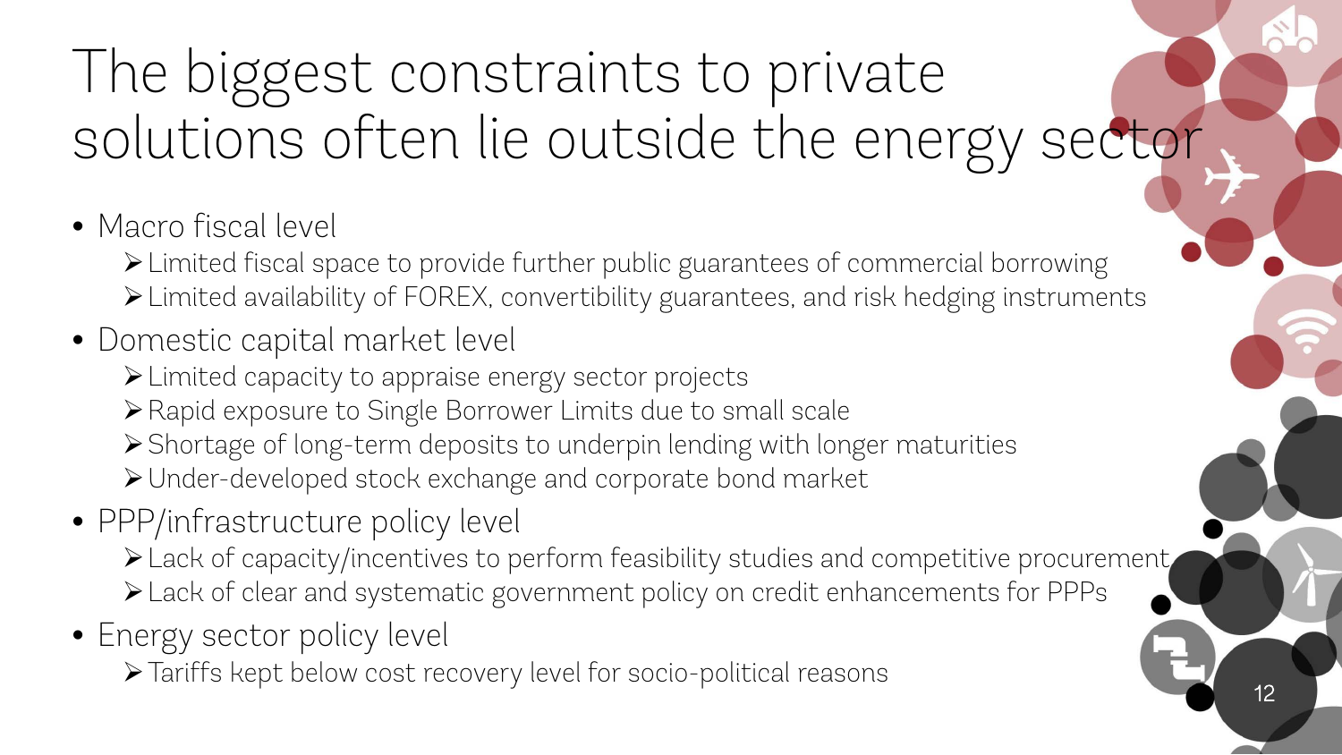# The biggest constraints to private solutions often lie outside the energy sector

- Macro fiscal level
  - Limited fiscal space to provide further public guarantees of commercial borrowing
  - Limited availability of FOREX, convertibility guarantees, and risk hedging instruments
- Domestic capital market level
  - Limited capacity to appraise energy sector projects
  - Rapid exposure to Single Borrower Limits due to small scale
  - Shortage of long-term deposits to underpin lending with longer maturities
  - Under-developed stock exchange and corporate bond market
- PPP/infrastructure policy level
  - Lack of capacity/incentives to perform feasibility studies and competitive procurement
  - Lack of clear and systematic government policy on credit enhancements for PPPs
- Energy sector policy level
  - Tariffs kept below cost recovery level for socio-political reasons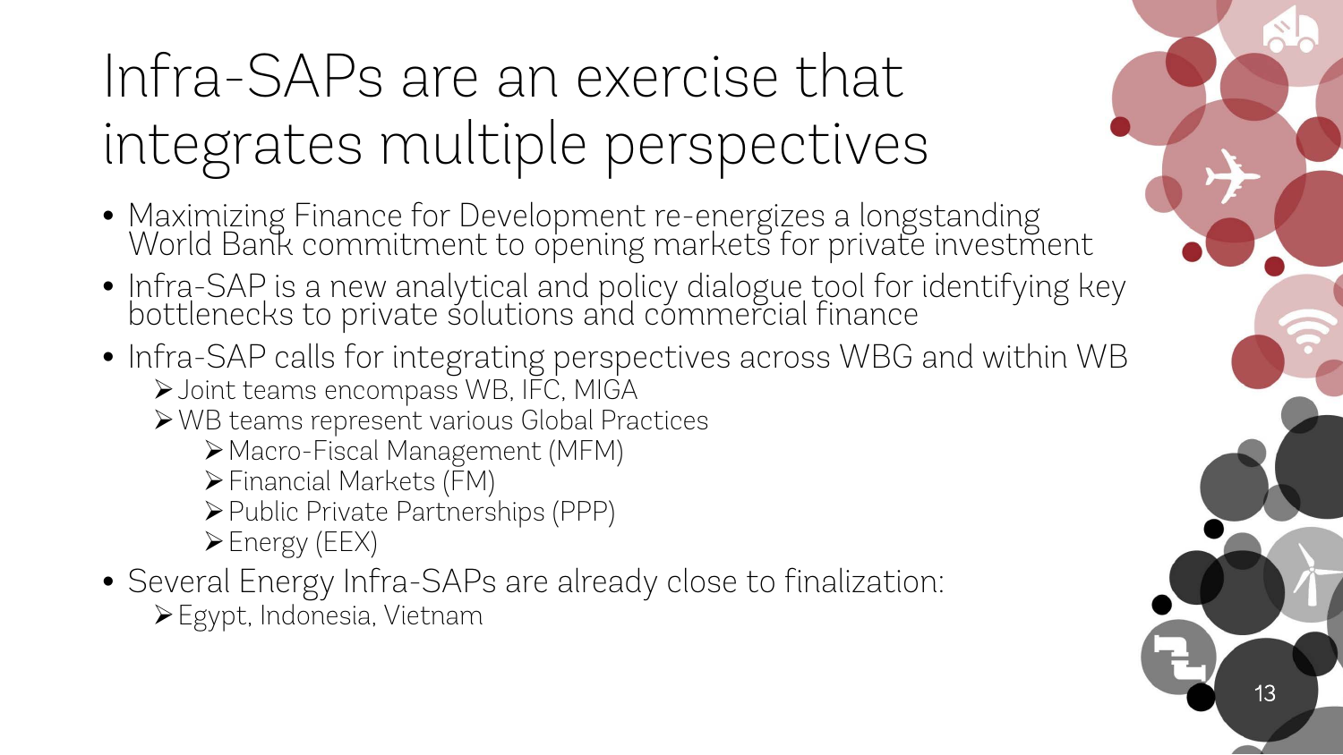# Infra-SAPs are an exercise that integrates multiple perspectives

- Maximizing Finance for Development re-energizes a longstanding World Bank commitment to opening markets for private investment
- Infra-SAP is a new analytical and policy dialogue tool for identifying key bottlenecks to private solutions and commercial finance
- Infra-SAP calls for integrating perspectives across WBG and within WB
  - Joint teams encompass WB, IFC, MIGA
  - WB teams represent various Global Practices
    - Macro-Fiscal Management (MFM)
    - Financial Markets (FM)
    - Public Private Partnerships (PPP)
    - Energy (EEX)
- Several Energy Infra-SAPs are already close to finalization:
  - Egypt, Indonesia, Vietnam